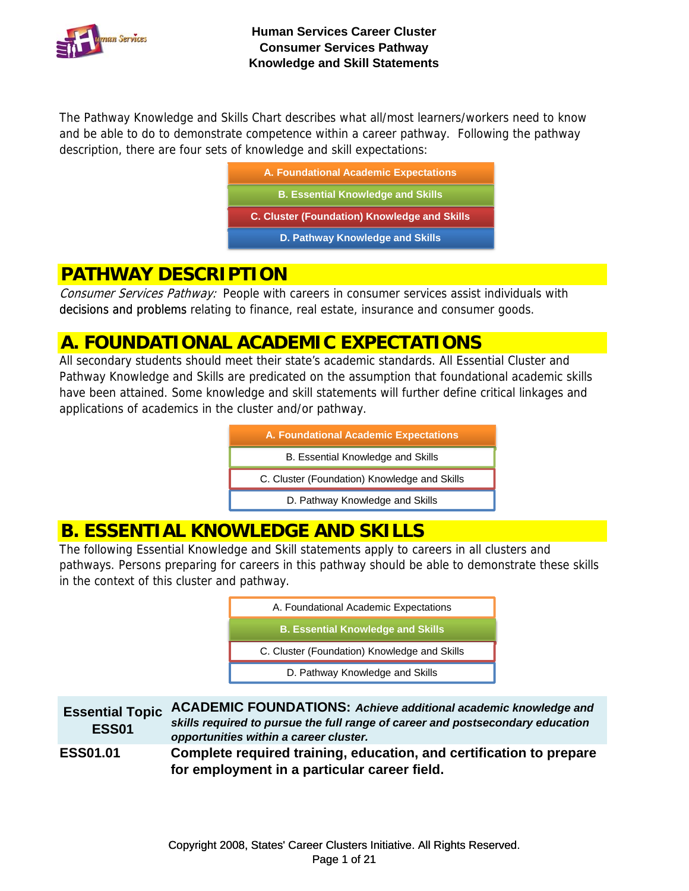# Human Services Career Cluster
## Consumer Services Pathway
## Knowledge and Skill Statements

The Pathway Knowledge and Skills Chart describes what all/most learners/workers need to know and be able to do to demonstrate competence within a career pathway. Following the pathway description, there are four sets of knowledge and skill expectations:

- **A. Foundational Academic Expectations**
- **B. Essential Knowledge and Skills**
- **C. Cluster (Foundation) Knowledge and Skills**
- **D. Pathway Knowledge and Skills**

## PATHWAY DESCRIPTION

*Consumer Services Pathway:* People with careers in consumer services assist individuals with decisions and problems relating to finance, real estate, insurance and consumer goods.

## A. FOUNDATIONAL ACADEMIC EXPECTATIONS

All secondary students should meet their state's academic standards. All Essential Cluster and Pathway Knowledge and Skills are predicated on the assumption that foundational academic skills have been attained. Some knowledge and skill statements will further define critical linkages and applications of academics in the cluster and/or pathway.

- **A. Foundational Academic Expectations**
- B. Essential Knowledge and Skills
- C. Cluster (Foundation) Knowledge and Skills
- D. Pathway Knowledge and Skills

## B. ESSENTIAL KNOWLEDGE AND SKILLS

The following Essential Knowledge and Skill statements apply to careers in all clusters and pathways. Persons preparing for careers in this pathway should be able to demonstrate these skills in the context of this cluster and pathway.

- A. Foundational Academic Expectations
- **B. Essential Knowledge and Skills**
- C. Cluster (Foundation) Knowledge and Skills
- D. Pathway Knowledge and Skills

| **Essential Topic ESS01** | **ACADEMIC FOUNDATIONS:** ***Achieve additional academic knowledge and skills required to pursue the full range of career and postsecondary education opportunities within a career cluster.*** |
|---|---|
| **ESS01.01** | **Complete required training, education, and certification to prepare for employment in a particular career field.** |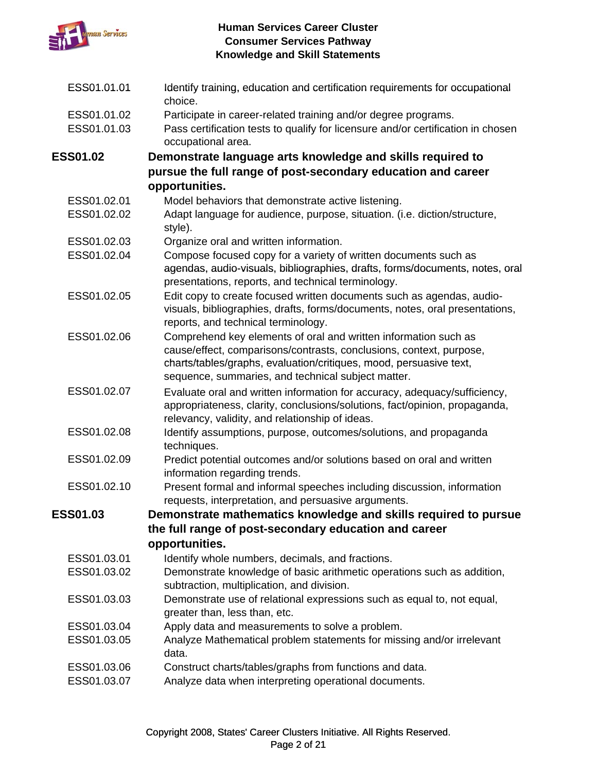| | |
|---|---|
| ESS01.01.01 | Identify training, education and certification requirements for occupational choice. |
| ESS01.01.02 | Participate in career-related training and/or degree programs. |
| ESS01.01.03 | Pass certification tests to qualify for licensure and/or certification in chosen occupational area. |
| **ESS01.02** | **Demonstrate language arts knowledge and skills required to pursue the full range of post-secondary education and career opportunities.** |
| ESS01.02.01 | Model behaviors that demonstrate active listening. |
| ESS01.02.02 | Adapt language for audience, purpose, situation. (i.e. diction/structure, style). |
| ESS01.02.03 | Organize oral and written information. |
| ESS01.02.04 | Compose focused copy for a variety of written documents such as agendas, audio-visuals, bibliographies, drafts, forms/documents, notes, oral presentations, reports, and technical terminology. |
| ESS01.02.05 | Edit copy to create focused written documents such as agendas, audio-visuals, bibliographies, drafts, forms/documents, notes, oral presentations, reports, and technical terminology. |
| ESS01.02.06 | Comprehend key elements of oral and written information such as cause/effect, comparisons/contrasts, conclusions, context, purpose, charts/tables/graphs, evaluation/critiques, mood, persuasive text, sequence, summaries, and technical subject matter. |
| ESS01.02.07 | Evaluate oral and written information for accuracy, adequacy/sufficiency, appropriateness, clarity, conclusions/solutions, fact/opinion, propaganda, relevancy, validity, and relationship of ideas. |
| ESS01.02.08 | Identify assumptions, purpose, outcomes/solutions, and propaganda techniques. |
| ESS01.02.09 | Predict potential outcomes and/or solutions based on oral and written information regarding trends. |
| ESS01.02.10 | Present formal and informal speeches including discussion, information requests, interpretation, and persuasive arguments. |
| **ESS01.03** | **Demonstrate mathematics knowledge and skills required to pursue the full range of post-secondary education and career opportunities.** |
| ESS01.03.01 | Identify whole numbers, decimals, and fractions. |
| ESS01.03.02 | Demonstrate knowledge of basic arithmetic operations such as addition, subtraction, multiplication, and division. |
| ESS01.03.03 | Demonstrate use of relational expressions such as equal to, not equal, greater than, less than, etc. |
| ESS01.03.04 | Apply data and measurements to solve a problem. |
| ESS01.03.05 | Analyze Mathematical problem statements for missing and/or irrelevant data. |
| ESS01.03.06 | Construct charts/tables/graphs from functions and data. |
| ESS01.03.07 | Analyze data when interpreting operational documents. |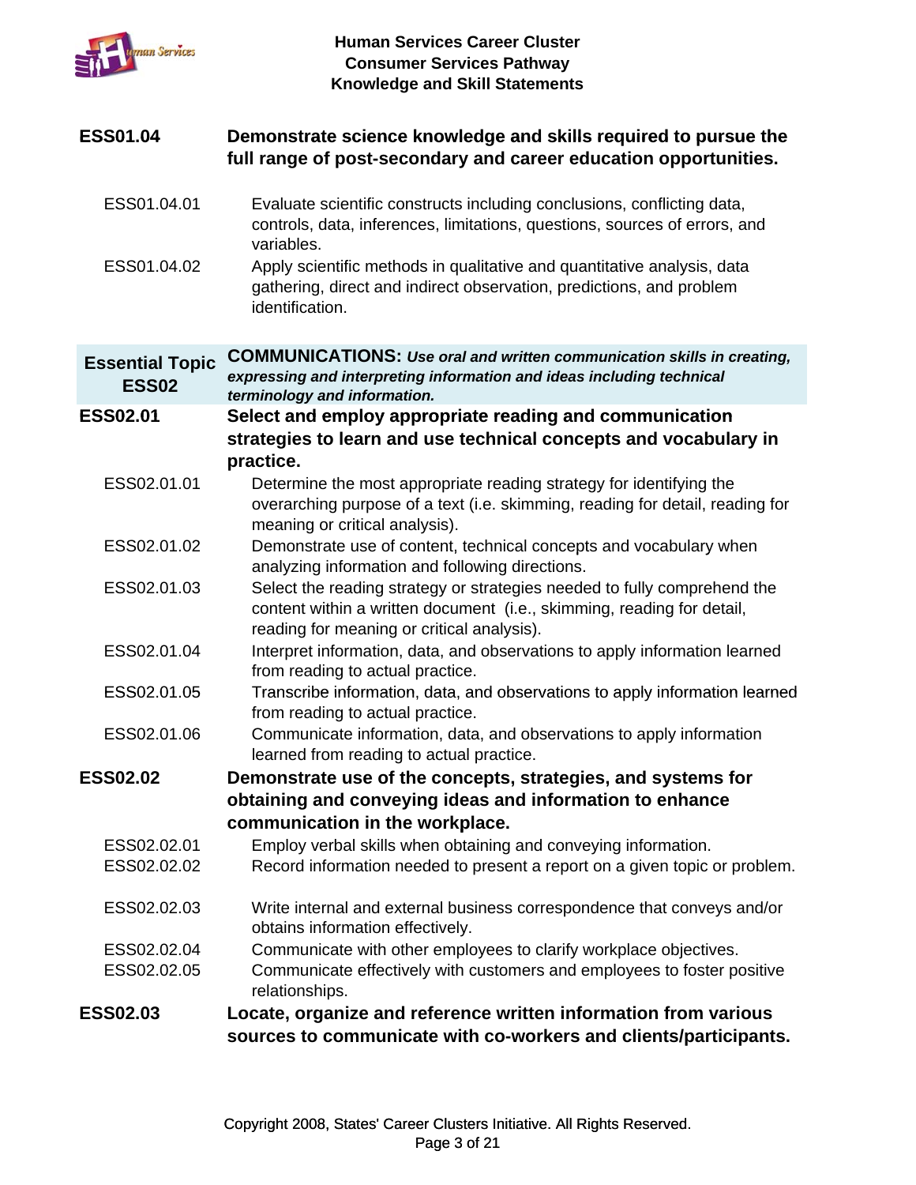**ESS01.04** **Demonstrate science knowledge and skills required to pursue the full range of post-secondary and career education opportunities.**

- ESS01.04.01 Evaluate scientific constructs including conclusions, conflicting data, controls, data, inferences, limitations, questions, sources of errors, and variables.
- ESS01.04.02 Apply scientific methods in qualitative and quantitative analysis, data gathering, direct and indirect observation, predictions, and problem identification.

## Essential Topic ESS02 — COMMUNICATIONS: *Use oral and written communication skills in creating, expressing and interpreting information and ideas including technical terminology and information.*

**ESS02.01** **Select and employ appropriate reading and communication strategies to learn and use technical concepts and vocabulary in practice.**

- ESS02.01.01 Determine the most appropriate reading strategy for identifying the overarching purpose of a text (i.e. skimming, reading for detail, reading for meaning or critical analysis).
- ESS02.01.02 Demonstrate use of content, technical concepts and vocabulary when analyzing information and following directions.
- ESS02.01.03 Select the reading strategy or strategies needed to fully comprehend the content within a written document (i.e., skimming, reading for detail, reading for meaning or critical analysis).
- ESS02.01.04 Interpret information, data, and observations to apply information learned from reading to actual practice.
- ESS02.01.05 Transcribe information, data, and observations to apply information learned from reading to actual practice.
- ESS02.01.06 Communicate information, data, and observations to apply information learned from reading to actual practice.

**ESS02.02** **Demonstrate use of the concepts, strategies, and systems for obtaining and conveying ideas and information to enhance communication in the workplace.**

- ESS02.02.01 Employ verbal skills when obtaining and conveying information.
- ESS02.02.02 Record information needed to present a report on a given topic or problem.
- ESS02.02.03 Write internal and external business correspondence that conveys and/or obtains information effectively.
- ESS02.02.04 Communicate with other employees to clarify workplace objectives.
- ESS02.02.05 Communicate effectively with customers and employees to foster positive relationships.

**ESS02.03** **Locate, organize and reference written information from various sources to communicate with co-workers and clients/participants.**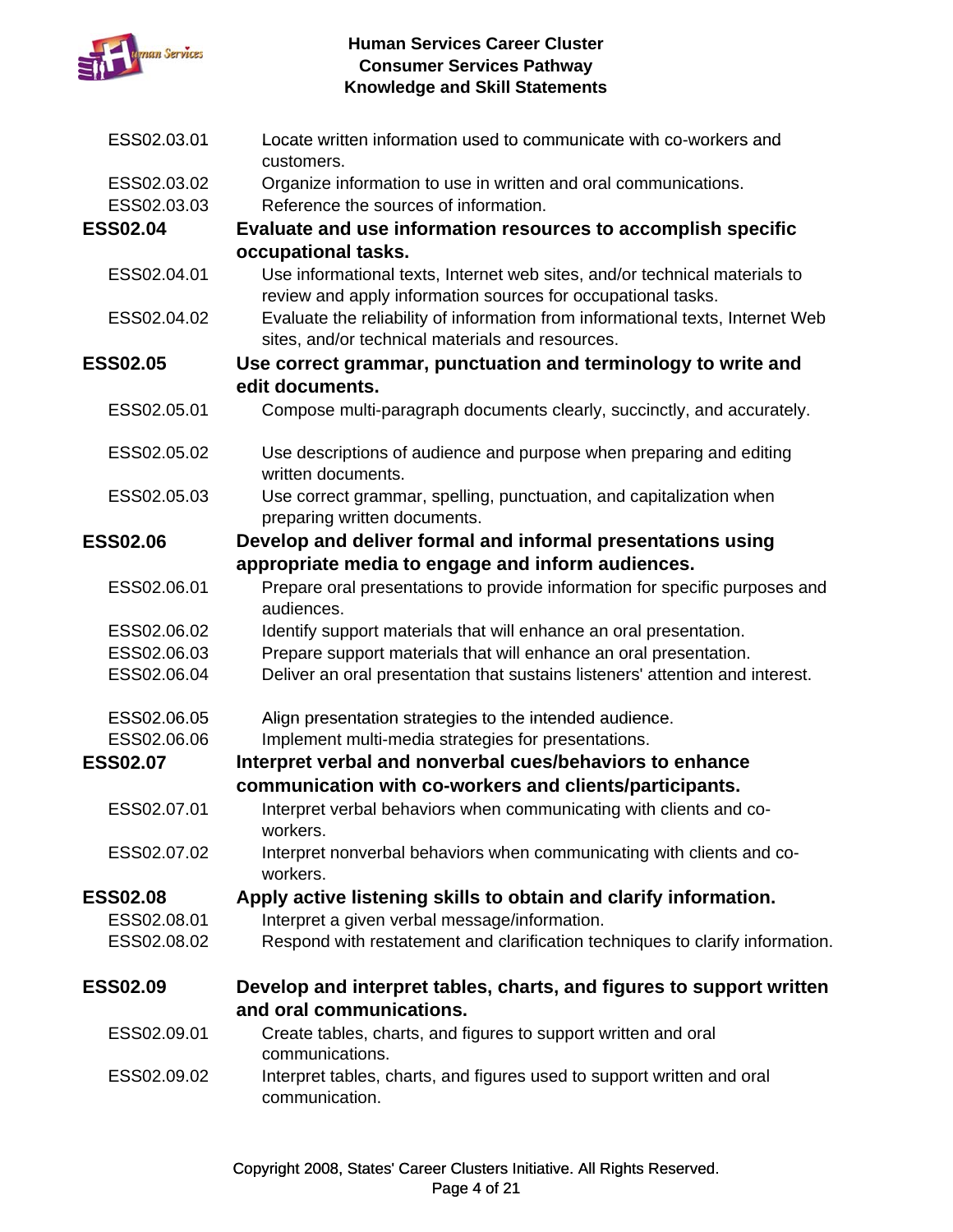| | |
|---|---|
| ESS02.03.01 | Locate written information used to communicate with co-workers and customers. |
| ESS02.03.02 | Organize information to use in written and oral communications. |
| ESS02.03.03 | Reference the sources of information. |
| **ESS02.04** | **Evaluate and use information resources to accomplish specific occupational tasks.** |
| ESS02.04.01 | Use informational texts, Internet web sites, and/or technical materials to review and apply information sources for occupational tasks. |
| ESS02.04.02 | Evaluate the reliability of information from informational texts, Internet Web sites, and/or technical materials and resources. |
| **ESS02.05** | **Use correct grammar, punctuation and terminology to write and edit documents.** |
| ESS02.05.01 | Compose multi-paragraph documents clearly, succinctly, and accurately. |
| ESS02.05.02 | Use descriptions of audience and purpose when preparing and editing written documents. |
| ESS02.05.03 | Use correct grammar, spelling, punctuation, and capitalization when preparing written documents. |
| **ESS02.06** | **Develop and deliver formal and informal presentations using appropriate media to engage and inform audiences.** |
| ESS02.06.01 | Prepare oral presentations to provide information for specific purposes and audiences. |
| ESS02.06.02 | Identify support materials that will enhance an oral presentation. |
| ESS02.06.03 | Prepare support materials that will enhance an oral presentation. |
| ESS02.06.04 | Deliver an oral presentation that sustains listeners' attention and interest. |
| ESS02.06.05 | Align presentation strategies to the intended audience. |
| ESS02.06.06 | Implement multi-media strategies for presentations. |
| **ESS02.07** | **Interpret verbal and nonverbal cues/behaviors to enhance communication with co-workers and clients/participants.** |
| ESS02.07.01 | Interpret verbal behaviors when communicating with clients and co-workers. |
| ESS02.07.02 | Interpret nonverbal behaviors when communicating with clients and co-workers. |
| **ESS02.08** | **Apply active listening skills to obtain and clarify information.** |
| ESS02.08.01 | Interpret a given verbal message/information. |
| ESS02.08.02 | Respond with restatement and clarification techniques to clarify information. |
| **ESS02.09** | **Develop and interpret tables, charts, and figures to support written and oral communications.** |
| ESS02.09.01 | Create tables, charts, and figures to support written and oral communications. |
| ESS02.09.02 | Interpret tables, charts, and figures used to support written and oral communication. |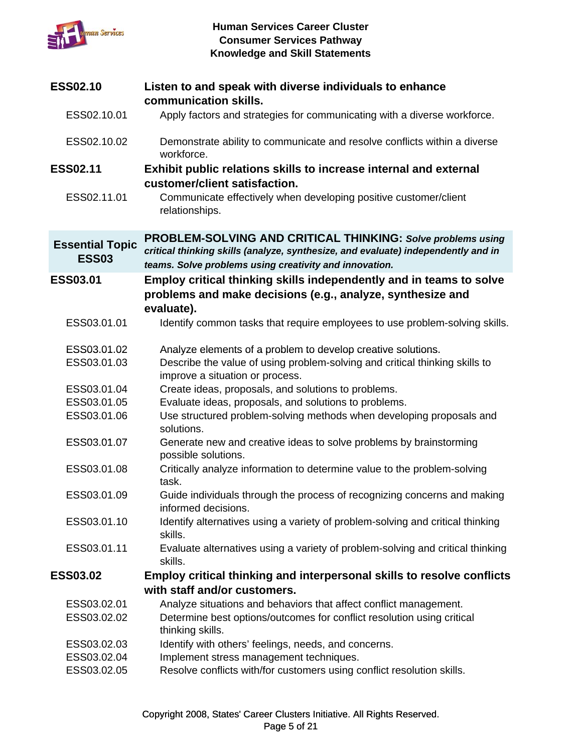**ESS02.10** **Listen to and speak with diverse individuals to enhance communication skills.**

ESS02.10.01 Apply factors and strategies for communicating with a diverse workforce.

ESS02.10.02 Demonstrate ability to communicate and resolve conflicts within a diverse workforce.

**ESS02.11** **Exhibit public relations skills to increase internal and external customer/client satisfaction.**

ESS02.11.01 Communicate effectively when developing positive customer/client relationships.

## Essential Topic ESS03

**PROBLEM-SOLVING AND CRITICAL THINKING:** ***Solve problems using critical thinking skills (analyze, synthesize, and evaluate) independently and in teams. Solve problems using creativity and innovation.***

**ESS03.01** **Employ critical thinking skills independently and in teams to solve problems and make decisions (e.g., analyze, synthesize and evaluate).**

ESS03.01.01 Identify common tasks that require employees to use problem-solving skills.

ESS03.01.02 Analyze elements of a problem to develop creative solutions.

ESS03.01.03 Describe the value of using problem-solving and critical thinking skills to improve a situation or process.

ESS03.01.04 Create ideas, proposals, and solutions to problems.

ESS03.01.05 Evaluate ideas, proposals, and solutions to problems.

ESS03.01.06 Use structured problem-solving methods when developing proposals and solutions.

ESS03.01.07 Generate new and creative ideas to solve problems by brainstorming possible solutions.

ESS03.01.08 Critically analyze information to determine value to the problem-solving task.

ESS03.01.09 Guide individuals through the process of recognizing concerns and making informed decisions.

ESS03.01.10 Identify alternatives using a variety of problem-solving and critical thinking skills.

ESS03.01.11 Evaluate alternatives using a variety of problem-solving and critical thinking skills.

**ESS03.02** **Employ critical thinking and interpersonal skills to resolve conflicts with staff and/or customers.**

ESS03.02.01 Analyze situations and behaviors that affect conflict management.

ESS03.02.02 Determine best options/outcomes for conflict resolution using critical thinking skills.

ESS03.02.03 Identify with others' feelings, needs, and concerns.

ESS03.02.04 Implement stress management techniques.

ESS03.02.05 Resolve conflicts with/for customers using conflict resolution skills.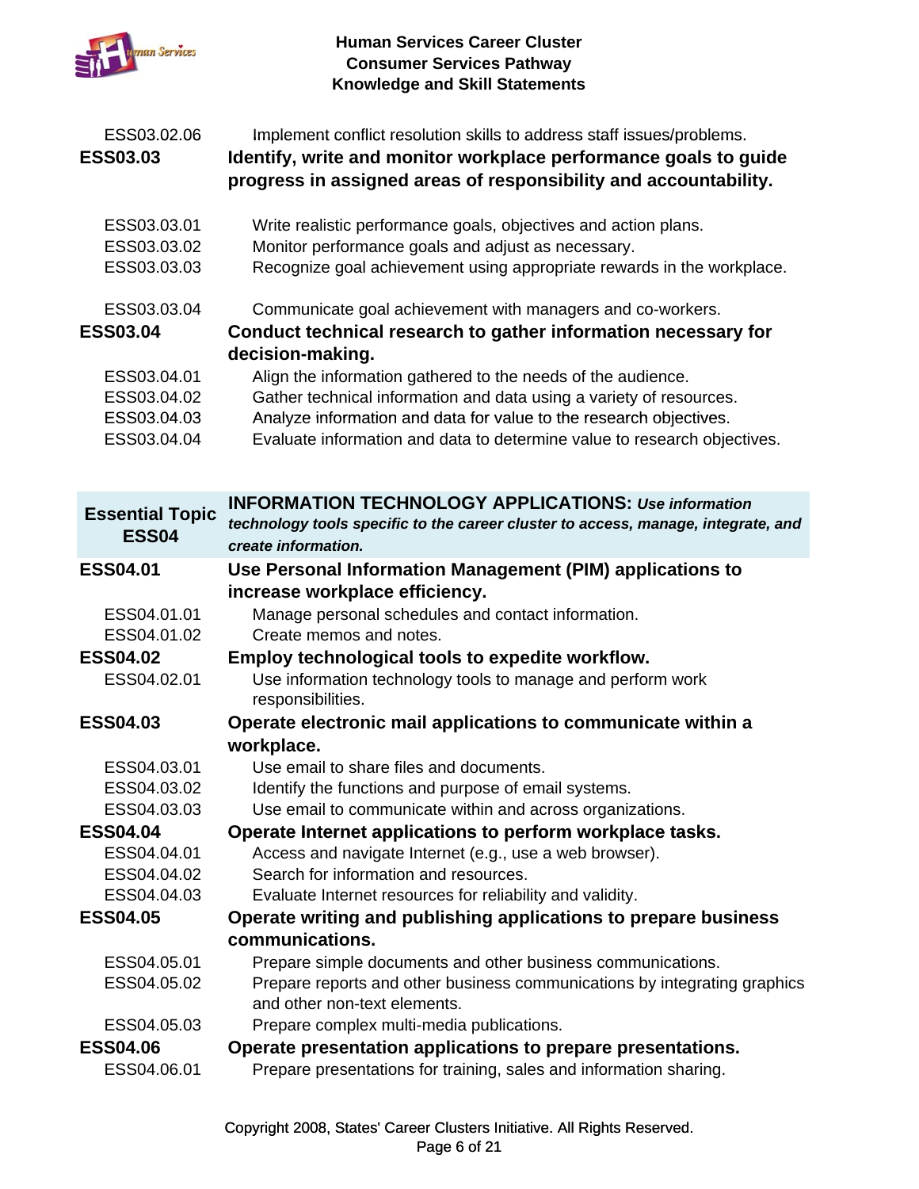ESS03.02.06 Implement conflict resolution skills to address staff issues/problems.

**ESS03.03 Identify, write and monitor workplace performance goals to guide progress in assigned areas of responsibility and accountability.**

ESS03.03.01 Write realistic performance goals, objectives and action plans.
ESS03.03.02 Monitor performance goals and adjust as necessary.
ESS03.03.03 Recognize goal achievement using appropriate rewards in the workplace.

ESS03.03.04 Communicate goal achievement with managers and co-workers.

**ESS03.04 Conduct technical research to gather information necessary for decision-making.**

ESS03.04.01 Align the information gathered to the needs of the audience.
ESS03.04.02 Gather technical information and data using a variety of resources.
ESS03.04.03 Analyze information and data for value to the research objectives.
ESS03.04.04 Evaluate information and data to determine value to research objectives.

## Essential Topic ESS04 — INFORMATION TECHNOLOGY APPLICATIONS: *Use information technology tools specific to the career cluster to access, manage, integrate, and create information.*

**ESS04.01 Use Personal Information Management (PIM) applications to increase workplace efficiency.**

ESS04.01.01 Manage personal schedules and contact information.
ESS04.01.02 Create memos and notes.

**ESS04.02 Employ technological tools to expedite workflow.**

ESS04.02.01 Use information technology tools to manage and perform work responsibilities.

**ESS04.03 Operate electronic mail applications to communicate within a workplace.**

ESS04.03.01 Use email to share files and documents.
ESS04.03.02 Identify the functions and purpose of email systems.
ESS04.03.03 Use email to communicate within and across organizations.

**ESS04.04 Operate Internet applications to perform workplace tasks.**

ESS04.04.01 Access and navigate Internet (e.g., use a web browser).
ESS04.04.02 Search for information and resources.
ESS04.04.03 Evaluate Internet resources for reliability and validity.

**ESS04.05 Operate writing and publishing applications to prepare business communications.**

ESS04.05.01 Prepare simple documents and other business communications.
ESS04.05.02 Prepare reports and other business communications by integrating graphics and other non-text elements.
ESS04.05.03 Prepare complex multi-media publications.

**ESS04.06 Operate presentation applications to prepare presentations.**

ESS04.06.01 Prepare presentations for training, sales and information sharing.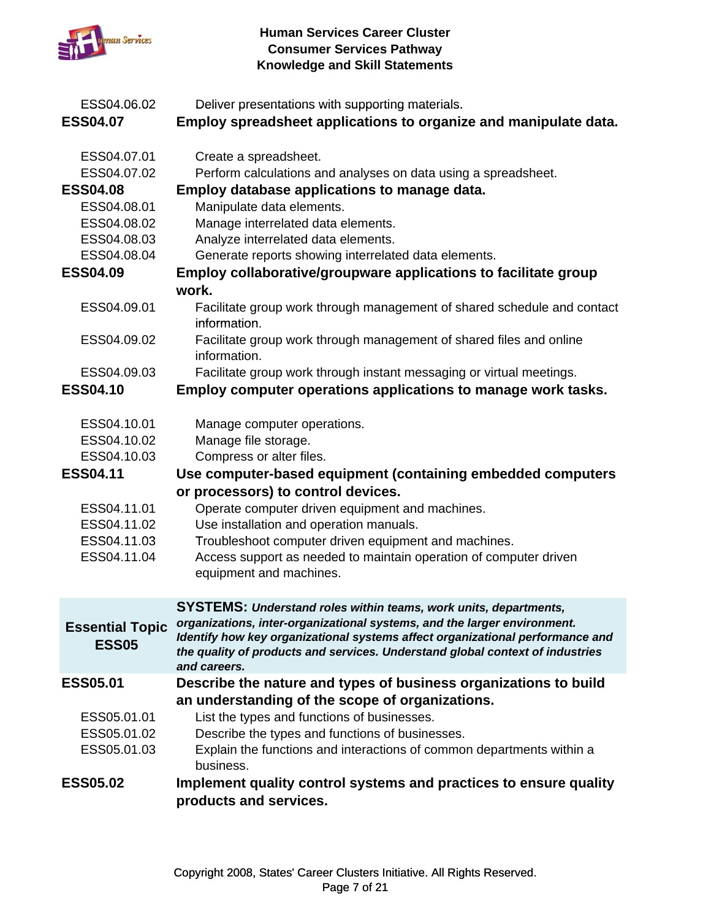ESS04.06.02 Deliver presentations with supporting materials.

**ESS04.07 Employ spreadsheet applications to organize and manipulate data.**

ESS04.07.01 Create a spreadsheet.
ESS04.07.02 Perform calculations and analyses on data using a spreadsheet.

**ESS04.08 Employ database applications to manage data.**

ESS04.08.01 Manipulate data elements.
ESS04.08.02 Manage interrelated data elements.
ESS04.08.03 Analyze interrelated data elements.
ESS04.08.04 Generate reports showing interrelated data elements.

**ESS04.09 Employ collaborative/groupware applications to facilitate group work.**

ESS04.09.01 Facilitate group work through management of shared schedule and contact information.
ESS04.09.02 Facilitate group work through management of shared files and online information.
ESS04.09.03 Facilitate group work through instant messaging or virtual meetings.

**ESS04.10 Employ computer operations applications to manage work tasks.**

ESS04.10.01 Manage computer operations.
ESS04.10.02 Manage file storage.
ESS04.10.03 Compress or alter files.

**ESS04.11 Use computer-based equipment (containing embedded computers or processors) to control devices.**

ESS04.11.01 Operate computer driven equipment and machines.
ESS04.11.02 Use installation and operation manuals.
ESS04.11.03 Troubleshoot computer driven equipment and machines.
ESS04.11.04 Access support as needed to maintain operation of computer driven equipment and machines.

| **Essential Topic ESS05** | **SYSTEMS:** ***Understand roles within teams, work units, departments, organizations, inter-organizational systems, and the larger environment. Identify how key organizational systems affect organizational performance and the quality of products and services. Understand global context of industries and careers.*** |
|---|---|

**ESS05.01 Describe the nature and types of business organizations to build an understanding of the scope of organizations.**

ESS05.01.01 List the types and functions of businesses.
ESS05.01.02 Describe the types and functions of businesses.
ESS05.01.03 Explain the functions and interactions of common departments within a business.

**ESS05.02 Implement quality control systems and practices to ensure quality products and services.**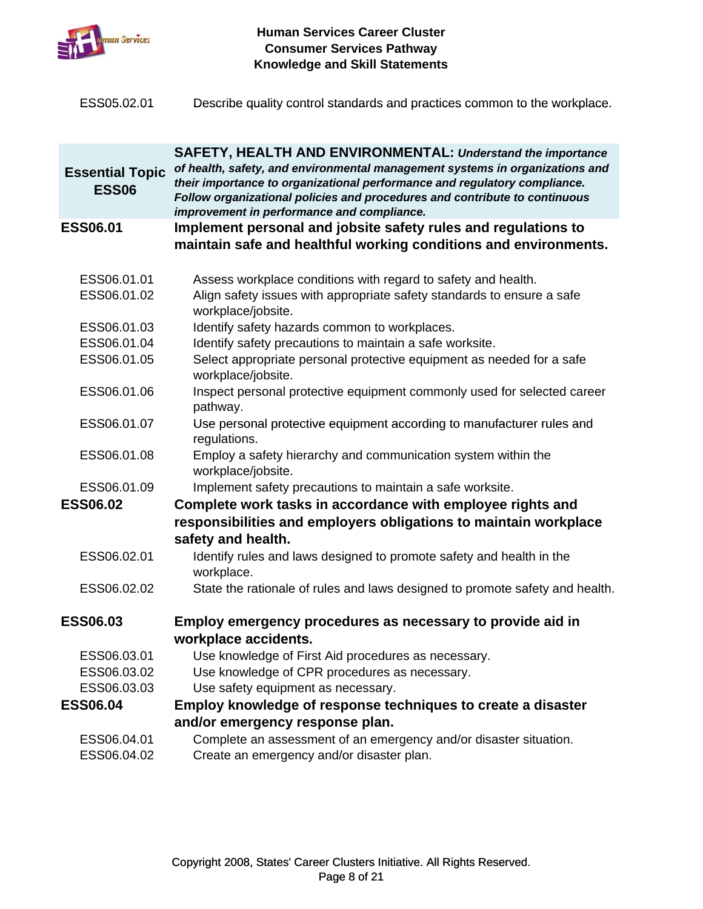| | |
|---|---|
| ESS05.02.01 | Describe quality control standards and practices common to the workplace. |

| **Essential Topic ESS06** | **SAFETY, HEALTH AND ENVIRONMENTAL:** ***Understand the importance of health, safety, and environmental management systems in organizations and their importance to organizational performance and regulatory compliance. Follow organizational policies and procedures and contribute to continuous improvement in performance and compliance.*** |
|---|---|
| **ESS06.01** | **Implement personal and jobsite safety rules and regulations to maintain safe and healthful working conditions and environments.** |
| ESS06.01.01 | Assess workplace conditions with regard to safety and health. |
| ESS06.01.02 | Align safety issues with appropriate safety standards to ensure a safe workplace/jobsite. |
| ESS06.01.03 | Identify safety hazards common to workplaces. |
| ESS06.01.04 | Identify safety precautions to maintain a safe worksite. |
| ESS06.01.05 | Select appropriate personal protective equipment as needed for a safe workplace/jobsite. |
| ESS06.01.06 | Inspect personal protective equipment commonly used for selected career pathway. |
| ESS06.01.07 | Use personal protective equipment according to manufacturer rules and regulations. |
| ESS06.01.08 | Employ a safety hierarchy and communication system within the workplace/jobsite. |
| ESS06.01.09 | Implement safety precautions to maintain a safe worksite. |
| **ESS06.02** | **Complete work tasks in accordance with employee rights and responsibilities and employers obligations to maintain workplace safety and health.** |
| ESS06.02.01 | Identify rules and laws designed to promote safety and health in the workplace. |
| ESS06.02.02 | State the rationale of rules and laws designed to promote safety and health. |
| **ESS06.03** | **Employ emergency procedures as necessary to provide aid in workplace accidents.** |
| ESS06.03.01 | Use knowledge of First Aid procedures as necessary. |
| ESS06.03.02 | Use knowledge of CPR procedures as necessary. |
| ESS06.03.03 | Use safety equipment as necessary. |
| **ESS06.04** | **Employ knowledge of response techniques to create a disaster and/or emergency response plan.** |
| ESS06.04.01 | Complete an assessment of an emergency and/or disaster situation. |
| ESS06.04.02 | Create an emergency and/or disaster plan. |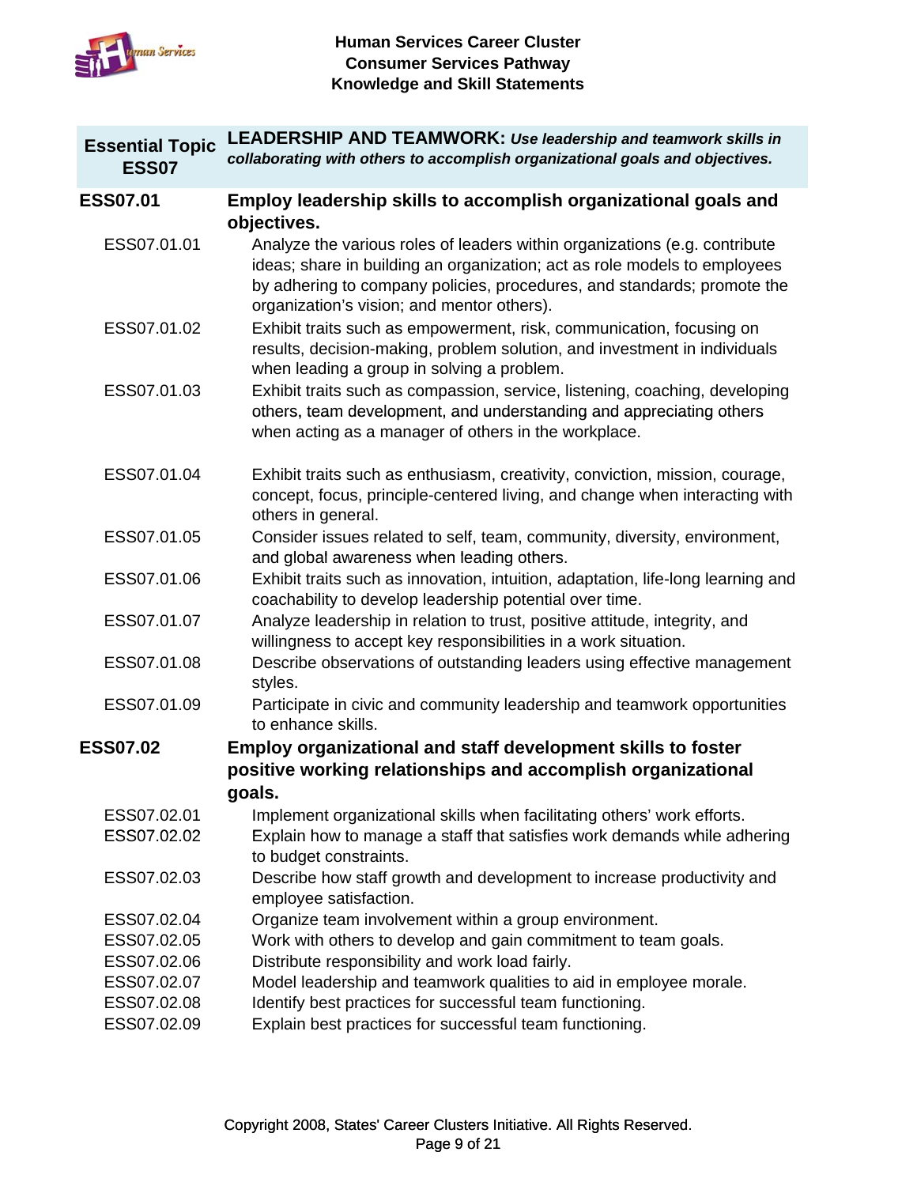**Human Services Career Cluster**
**Consumer Services Pathway**
**Knowledge and Skill Statements**

| Essential Topic ESS07 | **LEADERSHIP AND TEAMWORK:** ***Use leadership and teamwork skills in collaborating with others to accomplish organizational goals and objectives.*** |
|---|---|

**ESS07.01** **Employ leadership skills to accomplish organizational goals and objectives.**

- ESS07.01.01 Analyze the various roles of leaders within organizations (e.g. contribute ideas; share in building an organization; act as role models to employees by adhering to company policies, procedures, and standards; promote the organization's vision; and mentor others).
- ESS07.01.02 Exhibit traits such as empowerment, risk, communication, focusing on results, decision-making, problem solution, and investment in individuals when leading a group in solving a problem.
- ESS07.01.03 Exhibit traits such as compassion, service, listening, coaching, developing others, team development, and understanding and appreciating others when acting as a manager of others in the workplace.
- ESS07.01.04 Exhibit traits such as enthusiasm, creativity, conviction, mission, courage, concept, focus, principle-centered living, and change when interacting with others in general.
- ESS07.01.05 Consider issues related to self, team, community, diversity, environment, and global awareness when leading others.
- ESS07.01.06 Exhibit traits such as innovation, intuition, adaptation, life-long learning and coachability to develop leadership potential over time.
- ESS07.01.07 Analyze leadership in relation to trust, positive attitude, integrity, and willingness to accept key responsibilities in a work situation.
- ESS07.01.08 Describe observations of outstanding leaders using effective management styles.
- ESS07.01.09 Participate in civic and community leadership and teamwork opportunities to enhance skills.

**ESS07.02** **Employ organizational and staff development skills to foster positive working relationships and accomplish organizational goals.**

- ESS07.02.01 Implement organizational skills when facilitating others' work efforts.
- ESS07.02.02 Explain how to manage a staff that satisfies work demands while adhering to budget constraints.
- ESS07.02.03 Describe how staff growth and development to increase productivity and employee satisfaction.
- ESS07.02.04 Organize team involvement within a group environment.
- ESS07.02.05 Work with others to develop and gain commitment to team goals.
- ESS07.02.06 Distribute responsibility and work load fairly.
- ESS07.02.07 Model leadership and teamwork qualities to aid in employee morale.
- ESS07.02.08 Identify best practices for successful team functioning.
- ESS07.02.09 Explain best practices for successful team functioning.

Copyright 2008, States' Career Clusters Initiative. All Rights Reserved.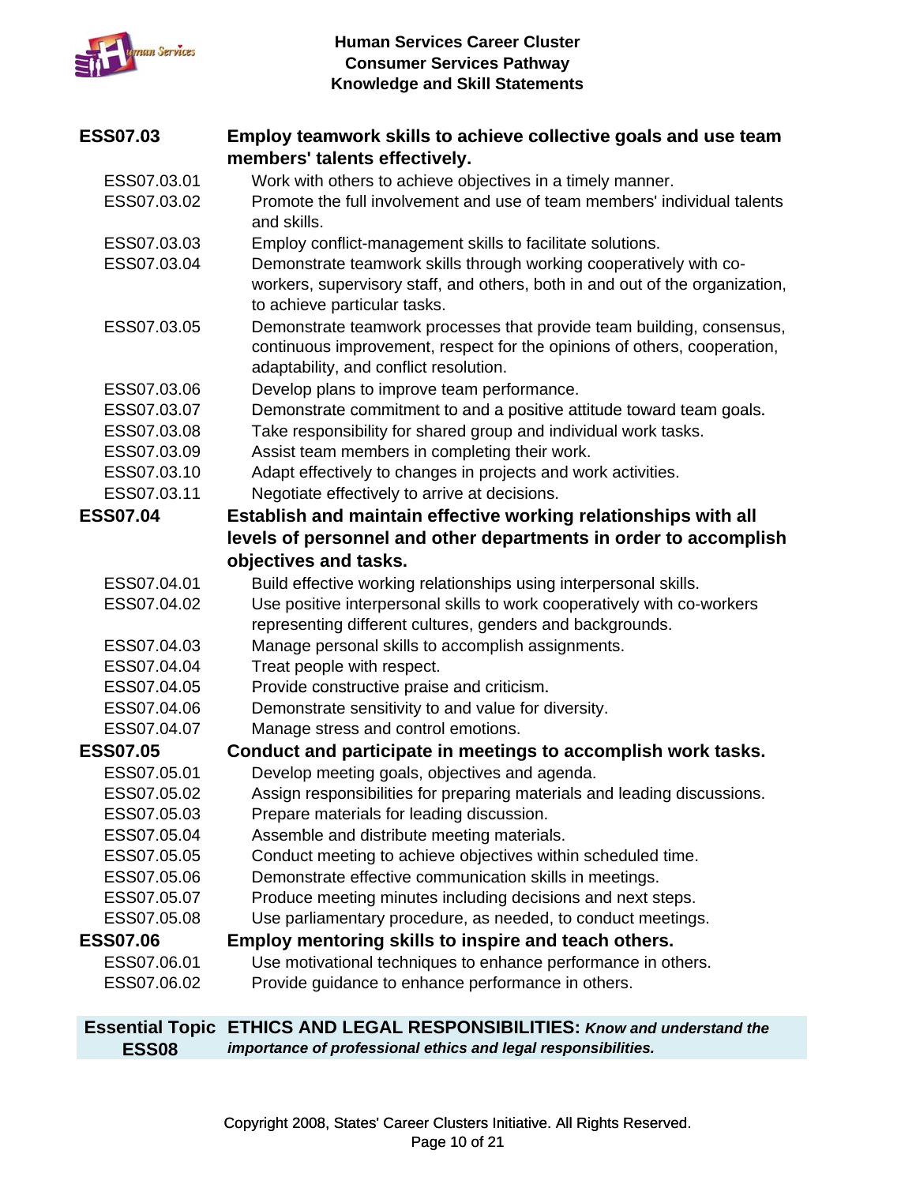**ESS07.03** **Employ teamwork skills to achieve collective goals and use team members' talents effectively.**

- ESS07.03.01 Work with others to achieve objectives in a timely manner.
- ESS07.03.02 Promote the full involvement and use of team members' individual talents and skills.
- ESS07.03.03 Employ conflict-management skills to facilitate solutions.
- ESS07.03.04 Demonstrate teamwork skills through working cooperatively with co-workers, supervisory staff, and others, both in and out of the organization, to achieve particular tasks.
- ESS07.03.05 Demonstrate teamwork processes that provide team building, consensus, continuous improvement, respect for the opinions of others, cooperation, adaptability, and conflict resolution.
- ESS07.03.06 Develop plans to improve team performance.
- ESS07.03.07 Demonstrate commitment to and a positive attitude toward team goals.
- ESS07.03.08 Take responsibility for shared group and individual work tasks.
- ESS07.03.09 Assist team members in completing their work.
- ESS07.03.10 Adapt effectively to changes in projects and work activities.
- ESS07.03.11 Negotiate effectively to arrive at decisions.

**ESS07.04** **Establish and maintain effective working relationships with all levels of personnel and other departments in order to accomplish objectives and tasks.**

- ESS07.04.01 Build effective working relationships using interpersonal skills.
- ESS07.04.02 Use positive interpersonal skills to work cooperatively with co-workers representing different cultures, genders and backgrounds.
- ESS07.04.03 Manage personal skills to accomplish assignments.
- ESS07.04.04 Treat people with respect.
- ESS07.04.05 Provide constructive praise and criticism.
- ESS07.04.06 Demonstrate sensitivity to and value for diversity.
- ESS07.04.07 Manage stress and control emotions.

**ESS07.05** **Conduct and participate in meetings to accomplish work tasks.**

- ESS07.05.01 Develop meeting goals, objectives and agenda.
- ESS07.05.02 Assign responsibilities for preparing materials and leading discussions.
- ESS07.05.03 Prepare materials for leading discussion.
- ESS07.05.04 Assemble and distribute meeting materials.
- ESS07.05.05 Conduct meeting to achieve objectives within scheduled time.
- ESS07.05.06 Demonstrate effective communication skills in meetings.
- ESS07.05.07 Produce meeting minutes including decisions and next steps.
- ESS07.05.08 Use parliamentary procedure, as needed, to conduct meetings.

**ESS07.06** **Employ mentoring skills to inspire and teach others.**

- ESS07.06.01 Use motivational techniques to enhance performance in others.
- ESS07.06.02 Provide guidance to enhance performance in others.

## Essential Topic ESS08 ETHICS AND LEGAL RESPONSIBILITIES: ***Know and understand the importance of professional ethics and legal responsibilities.***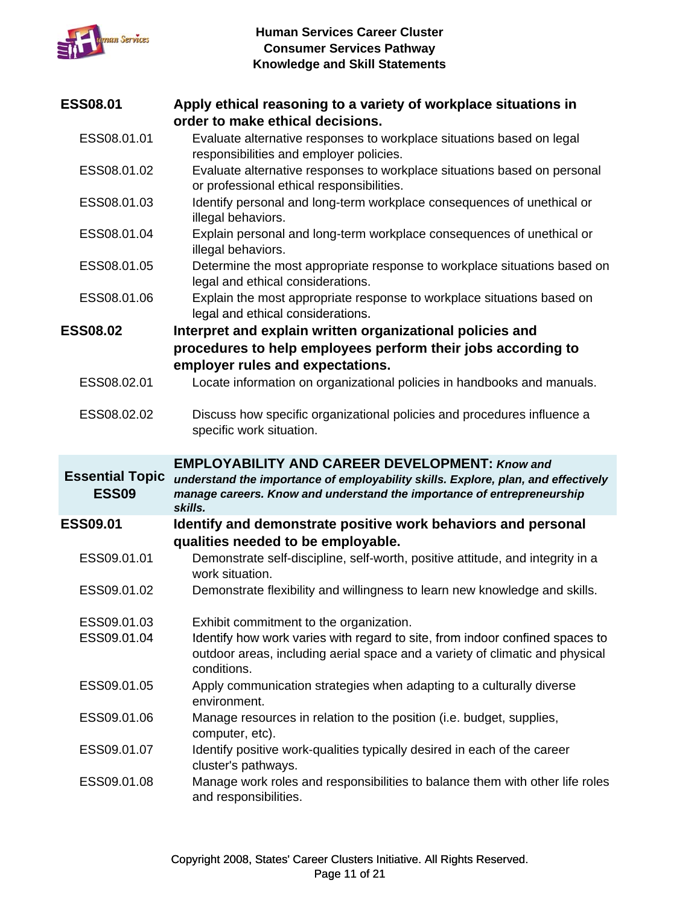**ESS08.01** **Apply ethical reasoning to a variety of workplace situations in order to make ethical decisions.**

- ESS08.01.01 Evaluate alternative responses to workplace situations based on legal responsibilities and employer policies.
- ESS08.01.02 Evaluate alternative responses to workplace situations based on personal or professional ethical responsibilities.
- ESS08.01.03 Identify personal and long-term workplace consequences of unethical or illegal behaviors.
- ESS08.01.04 Explain personal and long-term workplace consequences of unethical or illegal behaviors.
- ESS08.01.05 Determine the most appropriate response to workplace situations based on legal and ethical considerations.
- ESS08.01.06 Explain the most appropriate response to workplace situations based on legal and ethical considerations.

**ESS08.02** **Interpret and explain written organizational policies and procedures to help employees perform their jobs according to employer rules and expectations.**

- ESS08.02.01 Locate information on organizational policies in handbooks and manuals.
- ESS08.02.02 Discuss how specific organizational policies and procedures influence a specific work situation.

## Essential Topic ESS09

**EMPLOYABILITY AND CAREER DEVELOPMENT:** ***Know and understand the importance of employability skills. Explore, plan, and effectively manage careers. Know and understand the importance of entrepreneurship skills.***

**ESS09.01** **Identify and demonstrate positive work behaviors and personal qualities needed to be employable.**

- ESS09.01.01 Demonstrate self-discipline, self-worth, positive attitude, and integrity in a work situation.
- ESS09.01.02 Demonstrate flexibility and willingness to learn new knowledge and skills.
- ESS09.01.03 Exhibit commitment to the organization.
- ESS09.01.04 Identify how work varies with regard to site, from indoor confined spaces to outdoor areas, including aerial space and a variety of climatic and physical conditions.
- ESS09.01.05 Apply communication strategies when adapting to a culturally diverse environment.
- ESS09.01.06 Manage resources in relation to the position (i.e. budget, supplies, computer, etc).
- ESS09.01.07 Identify positive work-qualities typically desired in each of the career cluster's pathways.
- ESS09.01.08 Manage work roles and responsibilities to balance them with other life roles and responsibilities.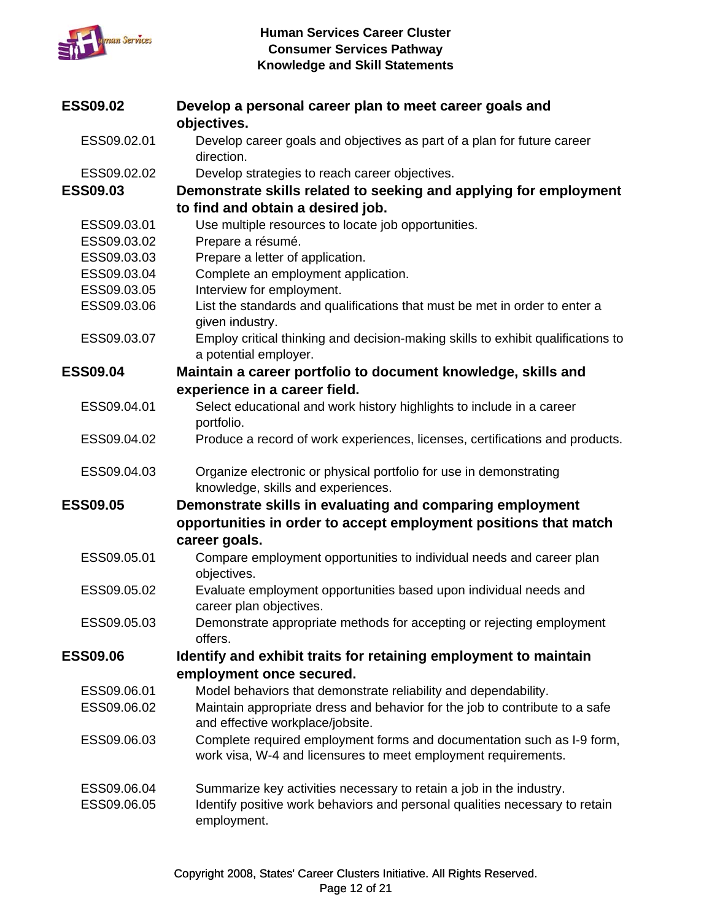**ESS09.02** **Develop a personal career plan to meet career goals and objectives.**

- ESS09.02.01 Develop career goals and objectives as part of a plan for future career direction.
- ESS09.02.02 Develop strategies to reach career objectives.

**ESS09.03** **Demonstrate skills related to seeking and applying for employment to find and obtain a desired job.**

- ESS09.03.01 Use multiple resources to locate job opportunities.
- ESS09.03.02 Prepare a résumé.
- ESS09.03.03 Prepare a letter of application.
- ESS09.03.04 Complete an employment application.
- ESS09.03.05 Interview for employment.
- ESS09.03.06 List the standards and qualifications that must be met in order to enter a given industry.
- ESS09.03.07 Employ critical thinking and decision-making skills to exhibit qualifications to a potential employer.

**ESS09.04** **Maintain a career portfolio to document knowledge, skills and experience in a career field.**

- ESS09.04.01 Select educational and work history highlights to include in a career portfolio.
- ESS09.04.02 Produce a record of work experiences, licenses, certifications and products.
- ESS09.04.03 Organize electronic or physical portfolio for use in demonstrating knowledge, skills and experiences.

**ESS09.05** **Demonstrate skills in evaluating and comparing employment opportunities in order to accept employment positions that match career goals.**

- ESS09.05.01 Compare employment opportunities to individual needs and career plan objectives.
- ESS09.05.02 Evaluate employment opportunities based upon individual needs and career plan objectives.
- ESS09.05.03 Demonstrate appropriate methods for accepting or rejecting employment offers.

**ESS09.06** **Identify and exhibit traits for retaining employment to maintain employment once secured.**

- ESS09.06.01 Model behaviors that demonstrate reliability and dependability.
- ESS09.06.02 Maintain appropriate dress and behavior for the job to contribute to a safe and effective workplace/jobsite.
- ESS09.06.03 Complete required employment forms and documentation such as I-9 form, work visa, W-4 and licensures to meet employment requirements.
- ESS09.06.04 Summarize key activities necessary to retain a job in the industry.
- ESS09.06.05 Identify positive work behaviors and personal qualities necessary to retain employment.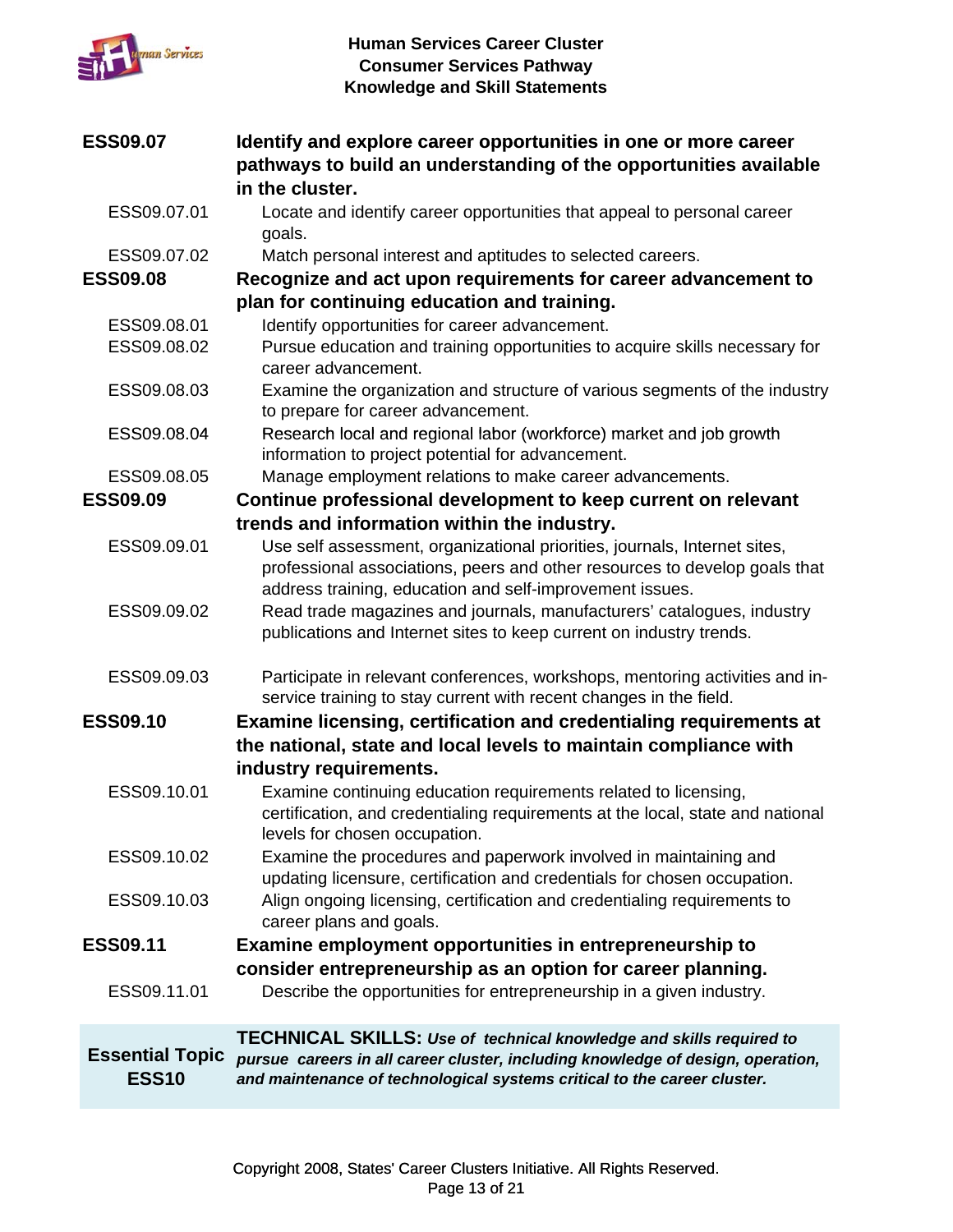**ESS09.07** **Identify and explore career opportunities in one or more career pathways to build an understanding of the opportunities available in the cluster.**

- ESS09.07.01 Locate and identify career opportunities that appeal to personal career goals.
- ESS09.07.02 Match personal interest and aptitudes to selected careers.

**ESS09.08** **Recognize and act upon requirements for career advancement to plan for continuing education and training.**

- ESS09.08.01 Identify opportunities for career advancement.
- ESS09.08.02 Pursue education and training opportunities to acquire skills necessary for career advancement.
- ESS09.08.03 Examine the organization and structure of various segments of the industry to prepare for career advancement.
- ESS09.08.04 Research local and regional labor (workforce) market and job growth information to project potential for advancement.
- ESS09.08.05 Manage employment relations to make career advancements.

**ESS09.09** **Continue professional development to keep current on relevant trends and information within the industry.**

- ESS09.09.01 Use self assessment, organizational priorities, journals, Internet sites, professional associations, peers and other resources to develop goals that address training, education and self-improvement issues.
- ESS09.09.02 Read trade magazines and journals, manufacturers' catalogues, industry publications and Internet sites to keep current on industry trends.
- ESS09.09.03 Participate in relevant conferences, workshops, mentoring activities and in-service training to stay current with recent changes in the field.

**ESS09.10** **Examine licensing, certification and credentialing requirements at the national, state and local levels to maintain compliance with industry requirements.**

- ESS09.10.01 Examine continuing education requirements related to licensing, certification, and credentialing requirements at the local, state and national levels for chosen occupation.
- ESS09.10.02 Examine the procedures and paperwork involved in maintaining and updating licensure, certification and credentials for chosen occupation.
- ESS09.10.03 Align ongoing licensing, certification and credentialing requirements to career plans and goals.

**ESS09.11** **Examine employment opportunities in entrepreneurship to consider entrepreneurship as an option for career planning.**

- ESS09.11.01 Describe the opportunities for entrepreneurship in a given industry.

**Essential Topic ESS10** **TECHNICAL SKILLS:** ***Use of technical knowledge and skills required to pursue careers in all career cluster, including knowledge of design, operation, and maintenance of technological systems critical to the career cluster.***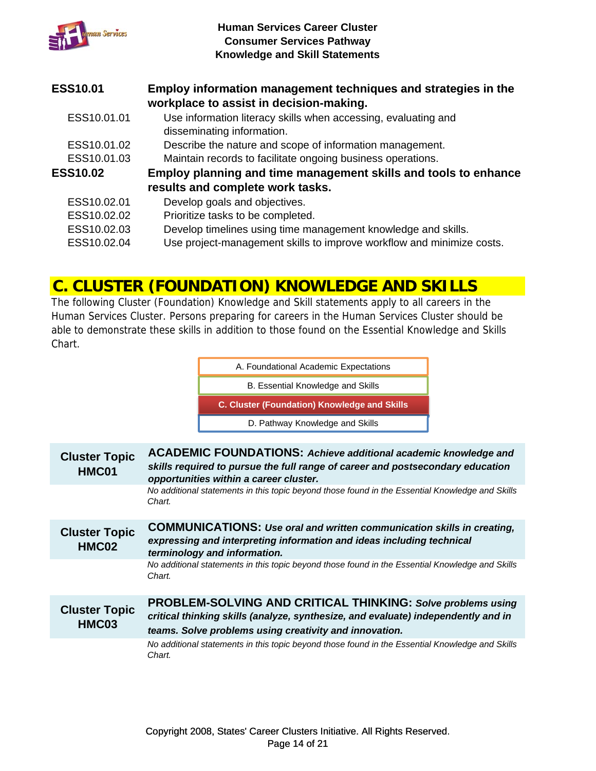**ESS10.01** **Employ information management techniques and strategies in the workplace to assist in decision-making.**

- ESS10.01.01 Use information literacy skills when accessing, evaluating and disseminating information.
- ESS10.01.02 Describe the nature and scope of information management.
- ESS10.01.03 Maintain records to facilitate ongoing business operations.

**ESS10.02** **Employ planning and time management skills and tools to enhance results and complete work tasks.**

- ESS10.02.01 Develop goals and objectives.
- ESS10.02.02 Prioritize tasks to be completed.
- ESS10.02.03 Develop timelines using time management knowledge and skills.
- ESS10.02.04 Use project-management skills to improve workflow and minimize costs.

## C. CLUSTER (FOUNDATION) KNOWLEDGE AND SKILLS

The following Cluster (Foundation) Knowledge and Skill statements apply to all careers in the Human Services Cluster. Persons preparing for careers in the Human Services Cluster should be able to demonstrate these skills in addition to those found on the Essential Knowledge and Skills Chart.

- A. Foundational Academic Expectations
- B. Essential Knowledge and Skills
- **C. Cluster (Foundation) Knowledge and Skills**
- D. Pathway Knowledge and Skills

**Cluster Topic HMC01** — **ACADEMIC FOUNDATIONS:** ***Achieve additional academic knowledge and skills required to pursue the full range of career and postsecondary education opportunities within a career cluster.***

*No additional statements in this topic beyond those found in the Essential Knowledge and Skills Chart.*

**Cluster Topic HMC02** — **COMMUNICATIONS:** ***Use oral and written communication skills in creating, expressing and interpreting information and ideas including technical terminology and information.***

*No additional statements in this topic beyond those found in the Essential Knowledge and Skills Chart.*

**Cluster Topic HMC03** — **PROBLEM-SOLVING AND CRITICAL THINKING:** ***Solve problems using critical thinking skills (analyze, synthesize, and evaluate) independently and in teams. Solve problems using creativity and innovation.***

*No additional statements in this topic beyond those found in the Essential Knowledge and Skills Chart.*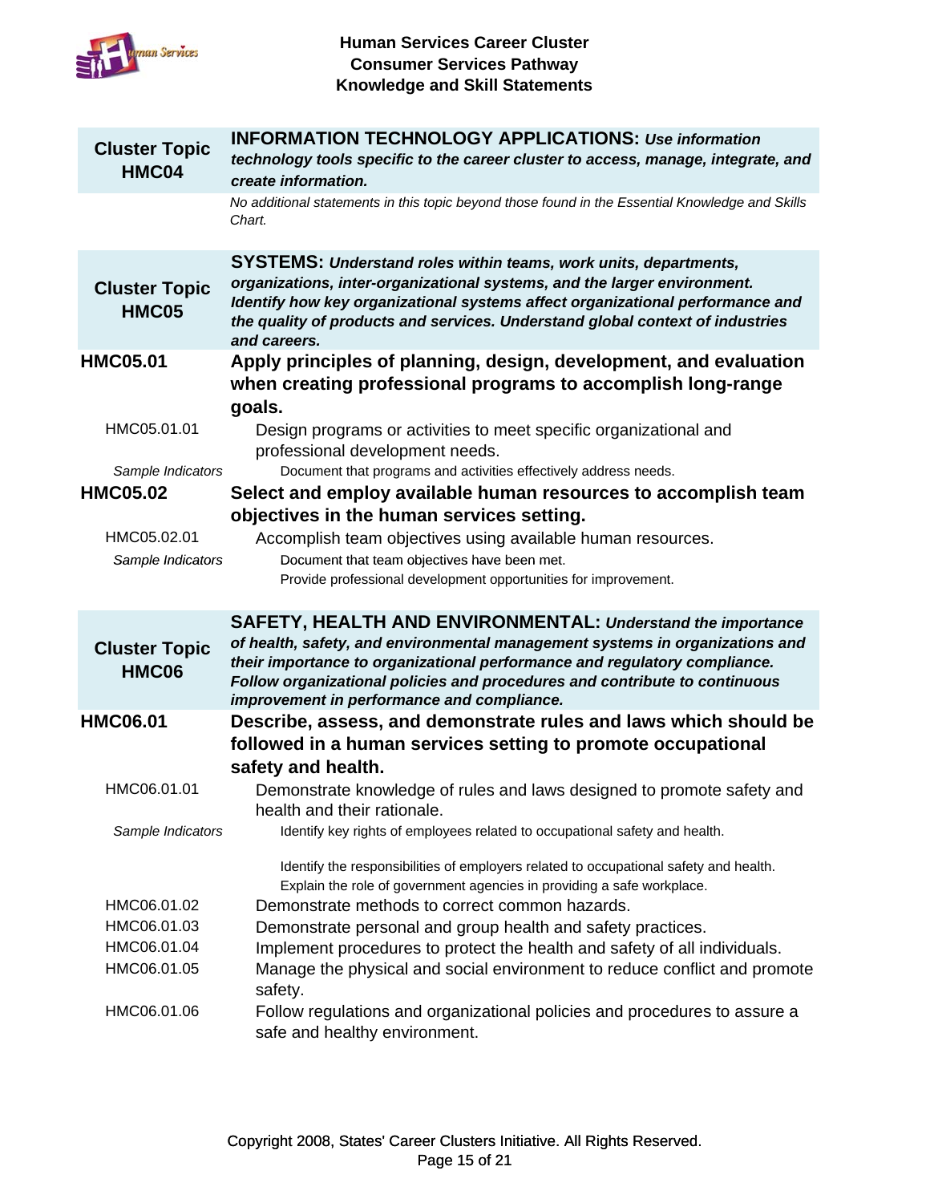# Human Services Career Cluster
## Consumer Services Pathway
## Knowledge and Skill Statements

| **Cluster Topic HMC04** | **INFORMATION TECHNOLOGY APPLICATIONS:** ***Use information technology tools specific to the career cluster to access, manage, integrate, and create information.*** |
|---|---|
| | *No additional statements in this topic beyond those found in the Essential Knowledge and Skills Chart.* |

| **Cluster Topic HMC05** | **SYSTEMS:** ***Understand roles within teams, work units, departments, organizations, inter-organizational systems, and the larger environment. Identify how key organizational systems affect organizational performance and the quality of products and services. Understand global context of industries and careers.*** |
|---|---|
| **HMC05.01** | **Apply principles of planning, design, development, and evaluation when creating professional programs to accomplish long-range goals.** |
| HMC05.01.01 | Design programs or activities to meet specific organizational and professional development needs. |
| *Sample Indicators* | Document that programs and activities effectively address needs. |
| **HMC05.02** | **Select and employ available human resources to accomplish team objectives in the human services setting.** |
| HMC05.02.01 | Accomplish team objectives using available human resources. |
| *Sample Indicators* | Document that team objectives have been met. |
| | Provide professional development opportunities for improvement. |

| **Cluster Topic HMC06** | **SAFETY, HEALTH AND ENVIRONMENTAL:** ***Understand the importance of health, safety, and environmental management systems in organizations and their importance to organizational performance and regulatory compliance. Follow organizational policies and procedures and contribute to continuous improvement in performance and compliance.*** |
|---|---|
| **HMC06.01** | **Describe, assess, and demonstrate rules and laws which should be followed in a human services setting to promote occupational safety and health.** |
| HMC06.01.01 | Demonstrate knowledge of rules and laws designed to promote safety and health and their rationale. |
| *Sample Indicators* | Identify key rights of employees related to occupational safety and health. |
| | Identify the responsibilities of employers related to occupational safety and health. |
| | Explain the role of government agencies in providing a safe workplace. |
| HMC06.01.02 | Demonstrate methods to correct common hazards. |
| HMC06.01.03 | Demonstrate personal and group health and safety practices. |
| HMC06.01.04 | Implement procedures to protect the health and safety of all individuals. |
| HMC06.01.05 | Manage the physical and social environment to reduce conflict and promote safety. |
| HMC06.01.06 | Follow regulations and organizational policies and procedures to assure a safe and healthy environment. |

Copyright 2008, States' Career Clusters Initiative. All Rights Reserved.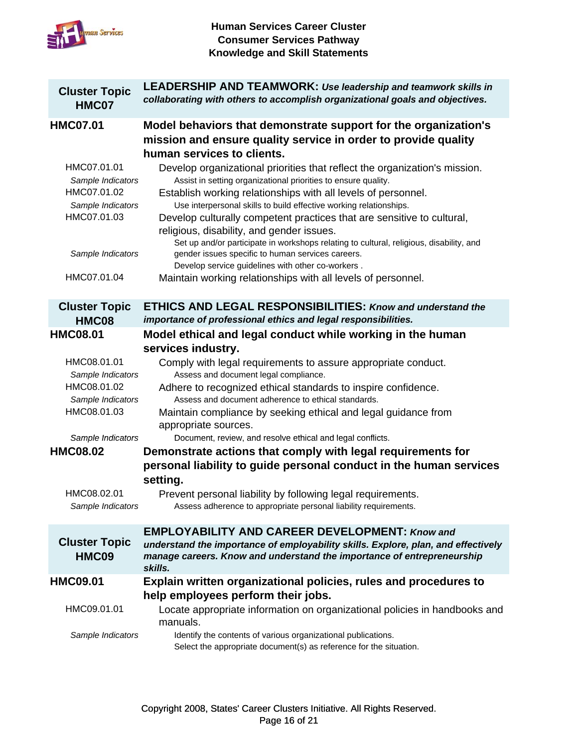| Cluster Topic HMC07 | **LEADERSHIP AND TEAMWORK:** ***Use leadership and teamwork skills in collaborating with others to accomplish organizational goals and objectives.*** |
|---|---|

**HMC07.01** **Model behaviors that demonstrate support for the organization's mission and ensure quality service in order to provide quality human services to clients.**

HMC07.01.01 Develop organizational priorities that reflect the organization's mission.

*Sample Indicators*
- Assist in setting organizational priorities to ensure quality.

HMC07.01.02 Establish working relationships with all levels of personnel.

*Sample Indicators*
- Use interpersonal skills to build effective working relationships.

HMC07.01.03 Develop culturally competent practices that are sensitive to cultural, religious, disability, and gender issues.

*Sample Indicators*
- Set up and/or participate in workshops relating to cultural, religious, disability, and gender issues specific to human services careers.
- Develop service guidelines with other co-workers .

HMC07.01.04 Maintain working relationships with all levels of personnel.

| Cluster Topic HMC08 | **ETHICS AND LEGAL RESPONSIBILITIES:** ***Know and understand the importance of professional ethics and legal responsibilities.*** |
|---|---|

**HMC08.01** **Model ethical and legal conduct while working in the human services industry.**

HMC08.01.01 Comply with legal requirements to assure appropriate conduct.

*Sample Indicators*
- Assess and document legal compliance.

HMC08.01.02 Adhere to recognized ethical standards to inspire confidence.

*Sample Indicators*
- Assess and document adherence to ethical standards.

HMC08.01.03 Maintain compliance by seeking ethical and legal guidance from appropriate sources.

*Sample Indicators*
- Document, review, and resolve ethical and legal conflicts.

**HMC08.02** **Demonstrate actions that comply with legal requirements for personal liability to guide personal conduct in the human services setting.**

HMC08.02.01 Prevent personal liability by following legal requirements.

*Sample Indicators*
- Assess adherence to appropriate personal liability requirements.

| Cluster Topic HMC09 | **EMPLOYABILITY AND CAREER DEVELOPMENT:** ***Know and understand the importance of employability skills. Explore, plan, and effectively manage careers. Know and understand the importance of entrepreneurship skills.*** |
|---|---|

**HMC09.01** **Explain written organizational policies, rules and procedures to help employees perform their jobs.**

HMC09.01.01 Locate appropriate information on organizational policies in handbooks and manuals.

*Sample Indicators*
- Identify the contents of various organizational publications.
- Select the appropriate document(s) as reference for the situation.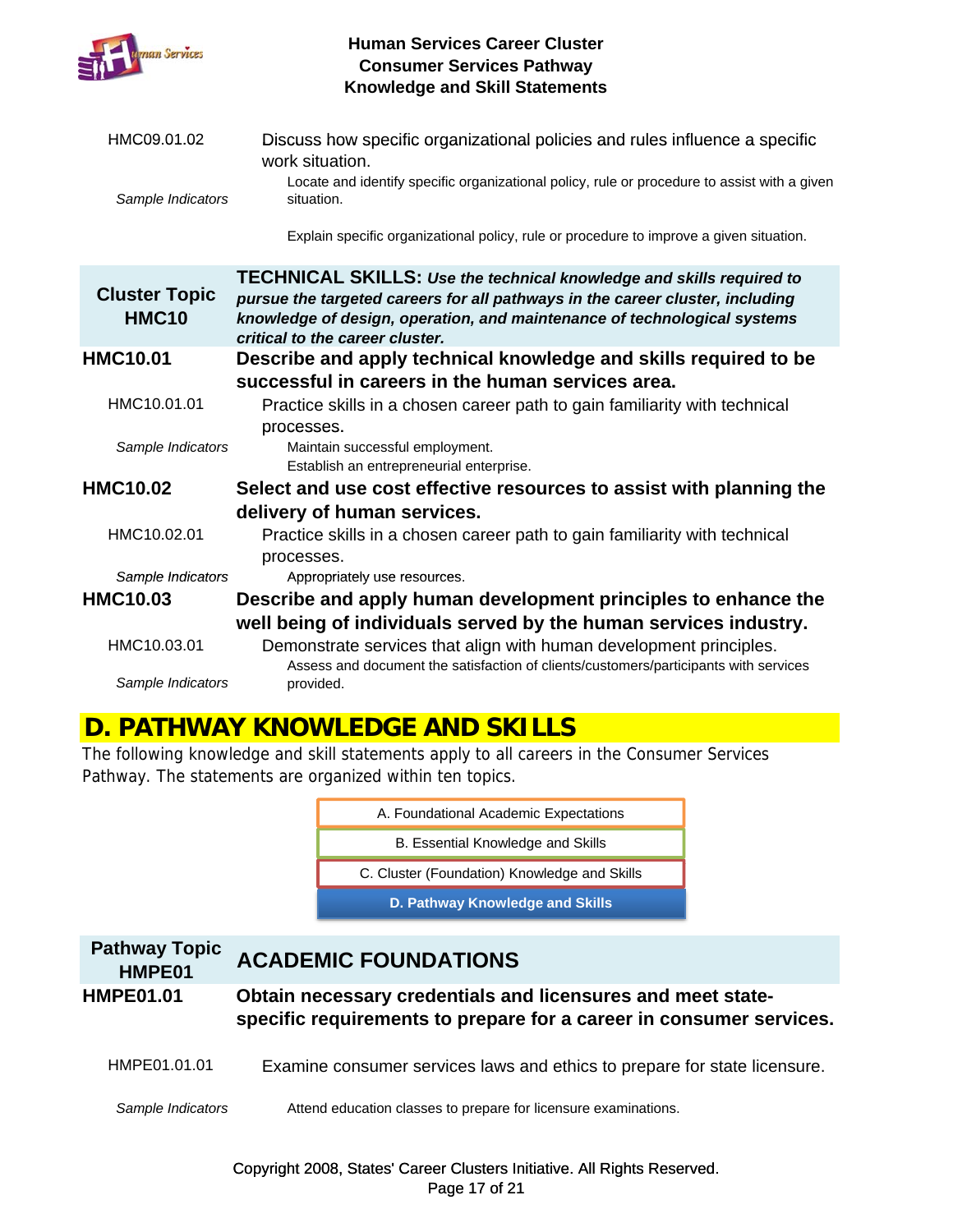HMC09.01.02 — Discuss how specific organizational policies and rules influence a specific work situation.

*Sample Indicators*
- Locate and identify specific organizational policy, rule or procedure to assist with a given situation.
- Explain specific organizational policy, rule or procedure to improve a given situation.

## Cluster Topic HMC10 — TECHNICAL SKILLS: *Use the technical knowledge and skills required to pursue the targeted careers for all pathways in the career cluster, including knowledge of design, operation, and maintenance of technological systems critical to the career cluster.*

**HMC10.01 — Describe and apply technical knowledge and skills required to be successful in careers in the human services area.**

HMC10.01.01 — Practice skills in a chosen career path to gain familiarity with technical processes.

*Sample Indicators*
- Maintain successful employment.
- Establish an entrepreneurial enterprise.

**HMC10.02 — Select and use cost effective resources to assist with planning the delivery of human services.**

HMC10.02.01 — Practice skills in a chosen career path to gain familiarity with technical processes.

*Sample Indicators*
- Appropriately use resources.

**HMC10.03 — Describe and apply human development principles to enhance the well being of individuals served by the human services industry.**

HMC10.03.01 — Demonstrate services that align with human development principles.

*Sample Indicators*
- Assess and document the satisfaction of clients/customers/participants with services provided.

# D. PATHWAY KNOWLEDGE AND SKILLS

The following knowledge and skill statements apply to all careers in the Consumer Services Pathway. The statements are organized within ten topics.

- A. Foundational Academic Expectations
- B. Essential Knowledge and Skills
- C. Cluster (Foundation) Knowledge and Skills
- **D. Pathway Knowledge and Skills**

## Pathway Topic HMPE01 — ACADEMIC FOUNDATIONS

**HMPE01.01 — Obtain necessary credentials and licensures and meet state-specific requirements to prepare for a career in consumer services.**

HMPE01.01.01 — Examine consumer services laws and ethics to prepare for state licensure.

*Sample Indicators*
- Attend education classes to prepare for licensure examinations.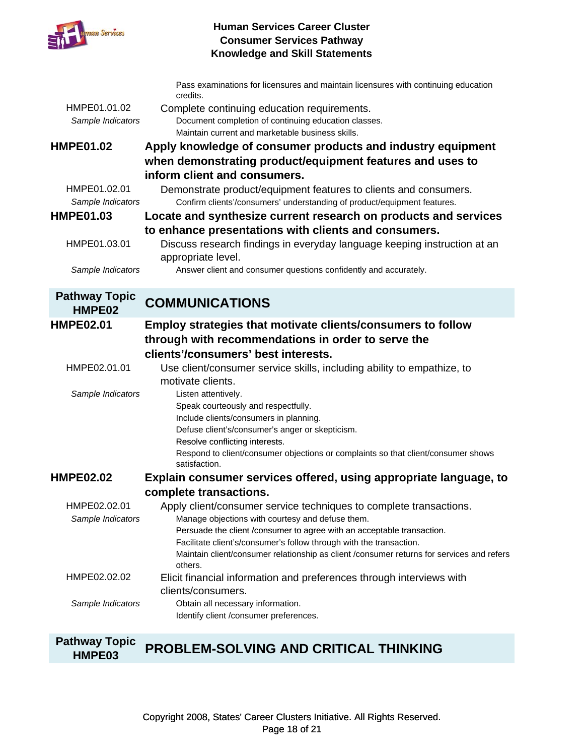Pass examinations for licensures and maintain licensures with continuing education credits.

HMPE01.01.02 Complete continuing education requirements.

*Sample Indicators*
- Document completion of continuing education classes.
- Maintain current and marketable business skills.

**HMPE01.02 Apply knowledge of consumer products and industry equipment when demonstrating product/equipment features and uses to inform client and consumers.**

HMPE01.02.01 Demonstrate product/equipment features to clients and consumers.

*Sample Indicators*
- Confirm clients'/consumers' understanding of product/equipment features.

**HMPE01.03 Locate and synthesize current research on products and services to enhance presentations with clients and consumers.**

HMPE01.03.01 Discuss research findings in everyday language keeping instruction at an appropriate level.

*Sample Indicators*
- Answer client and consumer questions confidently and accurately.

## Pathway Topic HMPE02 COMMUNICATIONS

**HMPE02.01 Employ strategies that motivate clients/consumers to follow through with recommendations in order to serve the clients'/consumers' best interests.**

HMPE02.01.01 Use client/consumer service skills, including ability to empathize, to motivate clients.

*Sample Indicators*
- Listen attentively.
- Speak courteously and respectfully.
- Include clients/consumers in planning.
- Defuse client's/consumer's anger or skepticism.
- Resolve conflicting interests.
- Respond to client/consumer objections or complaints so that client/consumer shows satisfaction.

**HMPE02.02 Explain consumer services offered, using appropriate language, to complete transactions.**

HMPE02.02.01 Apply client/consumer service techniques to complete transactions.

*Sample Indicators*
- Manage objections with courtesy and defuse them.
- Persuade the client /consumer to agree with an acceptable transaction.
- Facilitate client's/consumer's follow through with the transaction.
- Maintain client/consumer relationship as client /consumer returns for services and refers others.

HMPE02.02.02 Elicit financial information and preferences through interviews with clients/consumers.

*Sample Indicators*
- Obtain all necessary information.
- Identify client /consumer preferences.

## Pathway Topic HMPE03 PROBLEM-SOLVING AND CRITICAL THINKING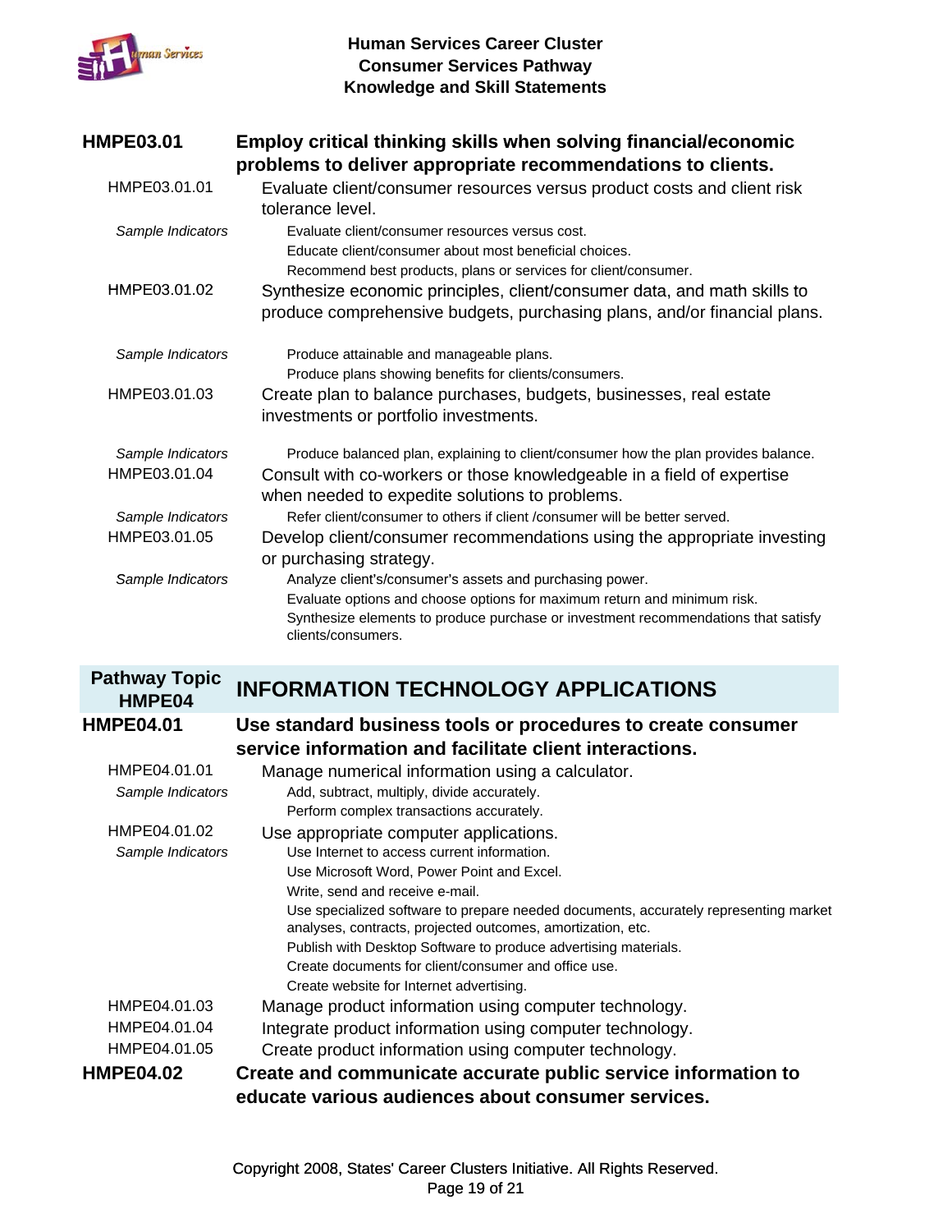**HMPE03.01** **Employ critical thinking skills when solving financial/economic problems to deliver appropriate recommendations to clients.**

HMPE03.01.01 Evaluate client/consumer resources versus product costs and client risk tolerance level.

*Sample Indicators*
- Evaluate client/consumer resources versus cost.
- Educate client/consumer about most beneficial choices.
- Recommend best products, plans or services for client/consumer.

HMPE03.01.02 Synthesize economic principles, client/consumer data, and math skills to produce comprehensive budgets, purchasing plans, and/or financial plans.

*Sample Indicators*
- Produce attainable and manageable plans.
- Produce plans showing benefits for clients/consumers.

HMPE03.01.03 Create plan to balance purchases, budgets, businesses, real estate investments or portfolio investments.

*Sample Indicators*
- Produce balanced plan, explaining to client/consumer how the plan provides balance.

HMPE03.01.04 Consult with co-workers or those knowledgeable in a field of expertise when needed to expedite solutions to problems.

*Sample Indicators*
- Refer client/consumer to others if client /consumer will be better served.

HMPE03.01.05 Develop client/consumer recommendations using the appropriate investing or purchasing strategy.

*Sample Indicators*
- Analyze client's/consumer's assets and purchasing power.
- Evaluate options and choose options for maximum return and minimum risk.
- Synthesize elements to produce purchase or investment recommendations that satisfy clients/consumers.

## Pathway Topic HMPE04 — INFORMATION TECHNOLOGY APPLICATIONS

**HMPE04.01** **Use standard business tools or procedures to create consumer service information and facilitate client interactions.**

HMPE04.01.01 Manage numerical information using a calculator.

*Sample Indicators*
- Add, subtract, multiply, divide accurately.
- Perform complex transactions accurately.

HMPE04.01.02 Use appropriate computer applications.

*Sample Indicators*
- Use Internet to access current information.
- Use Microsoft Word, Power Point and Excel.
- Write, send and receive e-mail.
- Use specialized software to prepare needed documents, accurately representing market analyses, contracts, projected outcomes, amortization, etc.
- Publish with Desktop Software to produce advertising materials.
- Create documents for client/consumer and office use.
- Create website for Internet advertising.

HMPE04.01.03 Manage product information using computer technology.

HMPE04.01.04 Integrate product information using computer technology.

HMPE04.01.05 Create product information using computer technology.

**HMPE04.02** **Create and communicate accurate public service information to educate various audiences about consumer services.**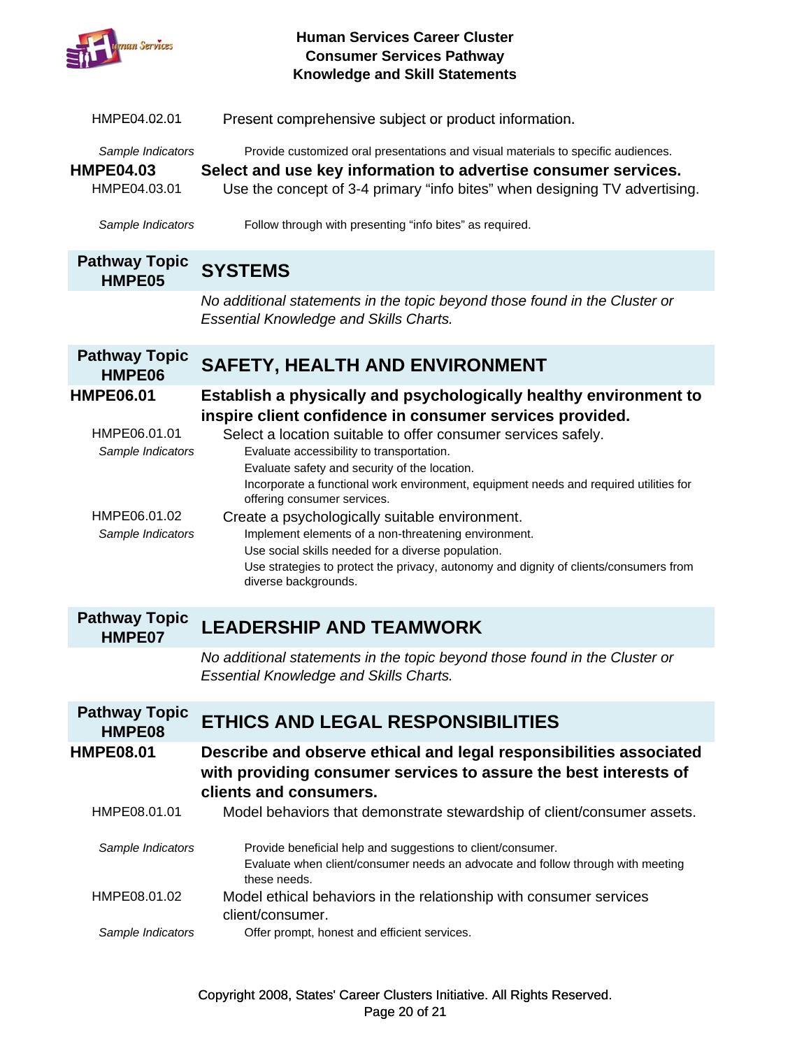HMPE04.02.01 Present comprehensive subject or product information.

*Sample Indicators*
- Provide customized oral presentations and visual materials to specific audiences.

**HMPE04.03 Select and use key information to advertise consumer services.**

HMPE04.03.01 Use the concept of 3-4 primary "info bites" when designing TV advertising.

*Sample Indicators*
- Follow through with presenting "info bites" as required.

## Pathway Topic HMPE05 — SYSTEMS

*No additional statements in the topic beyond those found in the Cluster or Essential Knowledge and Skills Charts.*

## Pathway Topic HMPE06 — SAFETY, HEALTH AND ENVIRONMENT

**HMPE06.01 Establish a physically and psychologically healthy environment to inspire client confidence in consumer services provided.**

HMPE06.01.01 Select a location suitable to offer consumer services safely.

*Sample Indicators*
- Evaluate accessibility to transportation.
- Evaluate safety and security of the location.
- Incorporate a functional work environment, equipment needs and required utilities for offering consumer services.

HMPE06.01.02 Create a psychologically suitable environment.

*Sample Indicators*
- Implement elements of a non-threatening environment.
- Use social skills needed for a diverse population.
- Use strategies to protect the privacy, autonomy and dignity of clients/consumers from diverse backgrounds.

## Pathway Topic HMPE07 — LEADERSHIP AND TEAMWORK

*No additional statements in the topic beyond those found in the Cluster or Essential Knowledge and Skills Charts.*

## Pathway Topic HMPE08 — ETHICS AND LEGAL RESPONSIBILITIES

**HMPE08.01 Describe and observe ethical and legal responsibilities associated with providing consumer services to assure the best interests of clients and consumers.**

HMPE08.01.01 Model behaviors that demonstrate stewardship of client/consumer assets.

*Sample Indicators*
- Provide beneficial help and suggestions to client/consumer.
- Evaluate when client/consumer needs an advocate and follow through with meeting these needs.

HMPE08.01.02 Model ethical behaviors in the relationship with consumer services client/consumer.

*Sample Indicators*
- Offer prompt, honest and efficient services.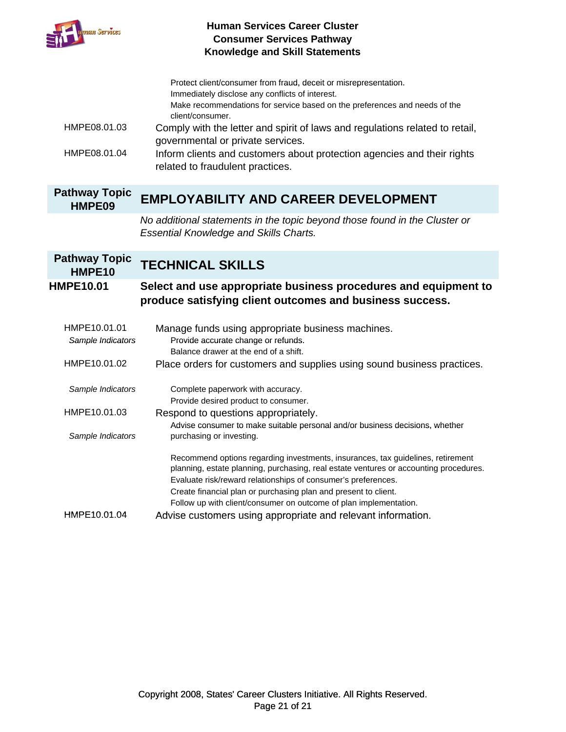Protect client/consumer from fraud, deceit or misrepresentation.
Immediately disclose any conflicts of interest.
Make recommendations for service based on the preferences and needs of the client/consumer.

HMPE08.01.03 Comply with the letter and spirit of laws and regulations related to retail, governmental or private services.

HMPE08.01.04 Inform clients and customers about protection agencies and their rights related to fraudulent practices.

## Pathway Topic HMPE09 — EMPLOYABILITY AND CAREER DEVELOPMENT

*No additional statements in the topic beyond those found in the Cluster or Essential Knowledge and Skills Charts.*

## Pathway Topic HMPE10 — TECHNICAL SKILLS

### HMPE10.01 Select and use appropriate business procedures and equipment to produce satisfying client outcomes and business success.

HMPE10.01.01 Manage funds using appropriate business machines.

*Sample Indicators*
- Provide accurate change or refunds.
- Balance drawer at the end of a shift.

HMPE10.01.02 Place orders for customers and supplies using sound business practices.

*Sample Indicators*
- Complete paperwork with accuracy.
- Provide desired product to consumer.

HMPE10.01.03 Respond to questions appropriately.

*Sample Indicators*
- Advise consumer to make suitable personal and/or business decisions, whether purchasing or investing.
- Recommend options regarding investments, insurances, tax guidelines, retirement planning, estate planning, purchasing, real estate ventures or accounting procedures.
- Evaluate risk/reward relationships of consumer's preferences.
- Create financial plan or purchasing plan and present to client.
- Follow up with client/consumer on outcome of plan implementation.

HMPE10.01.04 Advise customers using appropriate and relevant information.

Copyright 2008, States' Career Clusters Initiative. All Rights Reserved.